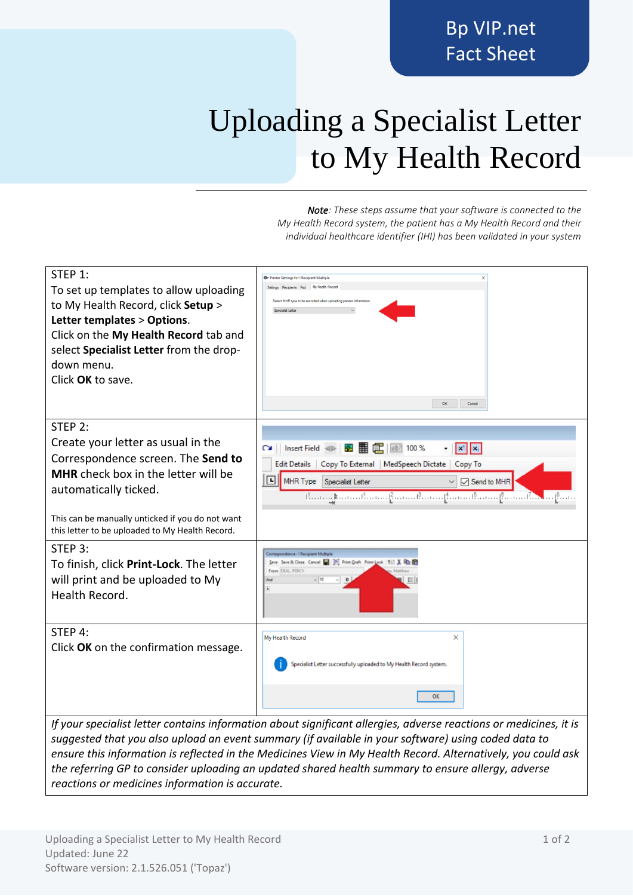Bp VIP.net
Fact Sheet

# Uploading a Specialist Letter to My Health Record

***Note**: These steps assume that your software is connected to the My Health Record system, the patient has a My Health Record and their individual healthcare identifier (IHI) has been validated in your system*

| | |
|---|---|
| STEP 1:<br>To set up templates to allow uploading to My Health Record, click **Setup** > **Letter templates** > **Options**.<br>Click on the **My Health Record** tab and select **Specialist Letter** from the drop-down menu.<br>Click **OK** to save. | |
| STEP 2:<br>Create your letter as usual in the Correspondence screen. The **Send to MHR** check box in the letter will be automatically ticked.<br><br>This can be manually unticked if you do not want this letter to be uploaded to My Health Record. | |
| STEP 3:<br>To finish, click **Print-Lock**. The letter will print and be uploaded to My Health Record. | |
| STEP 4:<br>Click **OK** on the confirmation message. | |

*If your specialist letter contains information about significant allergies, adverse reactions or medicines, it is suggested that you also upload an event summary (if available in your software) using coded data to ensure this information is reflected in the Medicines View in My Health Record. Alternatively, you could ask the referring GP to consider uploading an updated shared health summary to ensure allergy, adverse reactions or medicines information is accurate.*

Uploading a Specialist Letter to My Health Record
Updated: June 22
Software version: 2.1.526.051 ('Topaz')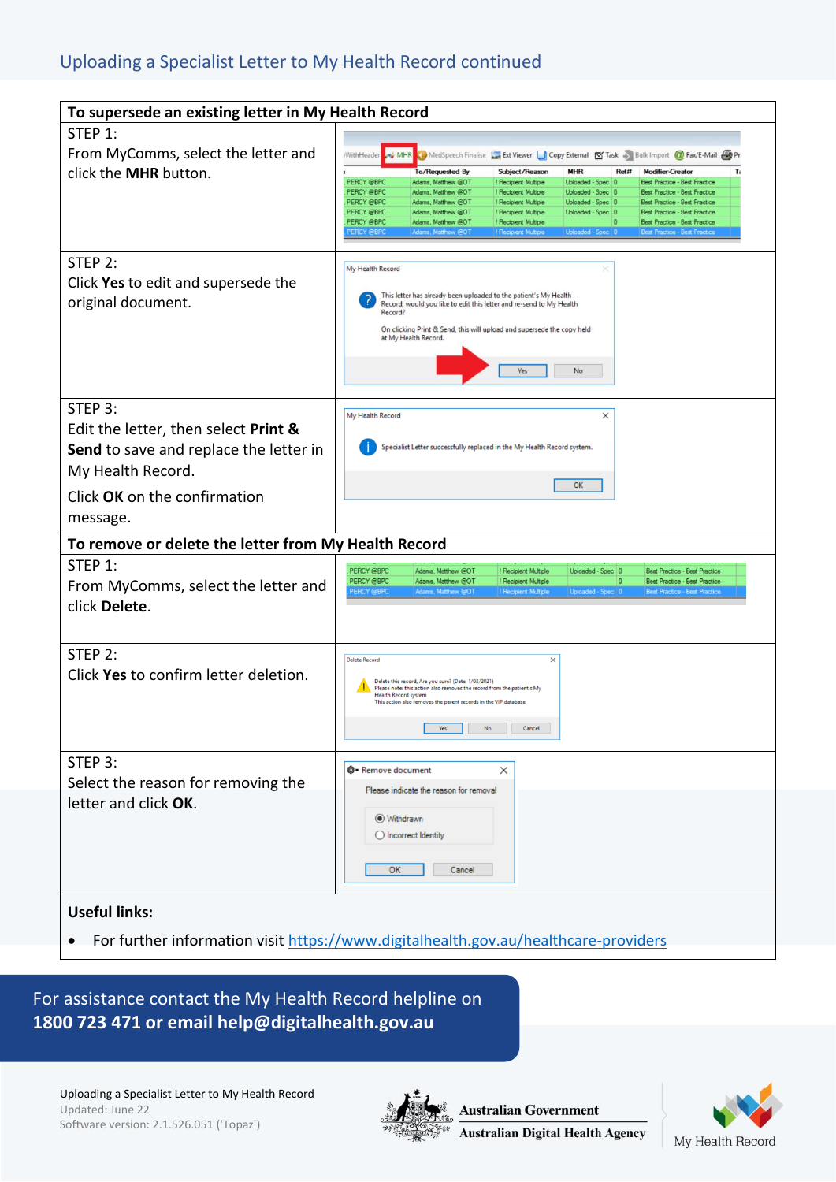## Uploading a Specialist Letter to My Health Record continued

| | |
|---|---|
| **To supersede an existing letter in My Health Record** | |
| STEP 1:<br>From MyComms, select the letter and click the **MHR** button. | |
| STEP 2:<br>Click **Yes** to edit and supersede the original document. | |
| STEP 3:<br>Edit the letter, then select **Print & Send** to save and replace the letter in My Health Record.<br>Click **OK** on the confirmation message. | |
| **To remove or delete the letter from My Health Record** | |
| STEP 1:<br>From MyComms, select the letter and click **Delete**. | |
| STEP 2:<br>Click **Yes** to confirm letter deletion. | |
| STEP 3:<br>Select the reason for removing the letter and click **OK**. | |

**Useful links:**

- For further information visit https://www.digitalhealth.gov.au/healthcare-providers

For assistance contact the My Health Record helpline on **1800 723 471 or email help@digitalhealth.gov.au**

Uploading a Specialist Letter to My Health Record
Updated: June 22
Software version: 2.1.526.051 ('Topaz')

Australian Government
Australian Digital Health Agency

My Health Record